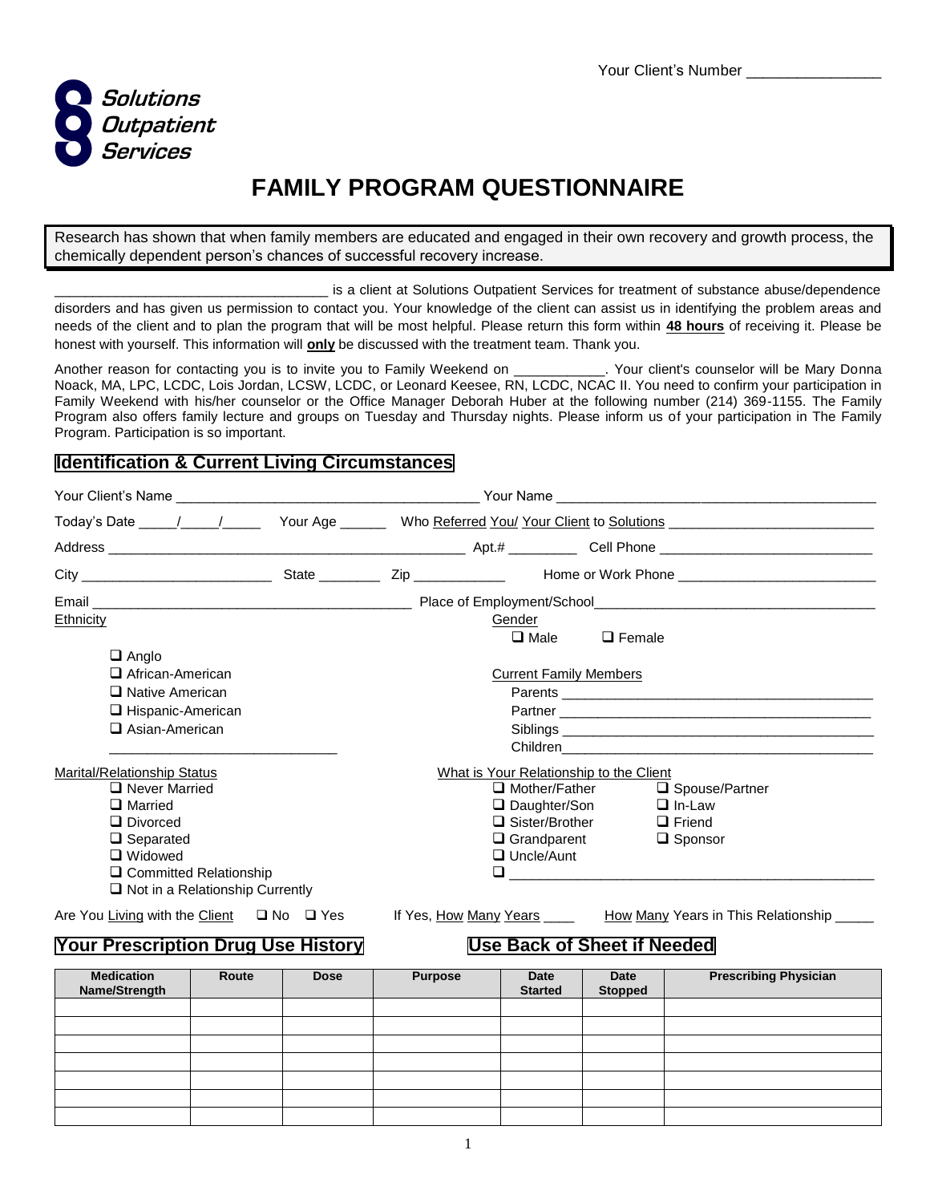Your Client's Number ________________

Solutions Outpatient Services

# FAMILY PROGRAM QUESTIONNAIRE

Research has shown that when family members are educated and engaged in their own recovery and growth process, the chemically dependent person's chances of successful recovery increase.

___________________________________ is a client at Solutions Outpatient Services for treatment of substance abuse/dependence disorders and has given us permission to contact you. Your knowledge of the client can assist us in identifying the problem areas and needs of the client and to plan the program that will be most helpful. Please return this form within **48 hours** of receiving it. Please be honest with yourself. This information will **only** be discussed with the treatment team. Thank you.

Another reason for contacting you is to invite you to Family Weekend on ___________. Your client's counselor will be Mary Donna Noack, MA, LPC, LCDC, Lois Jordan, LCSW, LCDC, or Leonard Keesee, RN, LCDC, NCAC II. You need to confirm your participation in Family Weekend with his/her counselor or the Office Manager Deborah Huber at the following number (214) 369-1155. The Family Program also offers family lecture and groups on Tuesday and Thursday nights. Please inform us of your participation in The Family Program. Participation is so important.

## Identification & Current Living Circumstances

Your Client's Name ______________________________________ Your Name ___________________________________________

Today's Date _____/_____/_____ Your Age ______ Who Referred You/ Your Client to Solutions ___________________________

Address _________________________________________________ Apt.# _________ Cell Phone _____________________________

City _________________________ State ________ Zip ____________ Home or Work Phone __________________________

Email __________________________________________ Place of Employment/School_____________________________________

Ethnicity
- ❑ Anglo
- ❑ African-American
- ❑ Native American
- ❑ Hispanic-American
- ❑ Asian-American
- ______________________________

Gender
- ❑ Male
- ❑ Female

Current Family Members
- Parents _________________________________________
- Partner _________________________________________
- Siblings _________________________________________
- Children_________________________________________

Marital/Relationship Status
- ❑ Never Married
- ❑ Married
- ❑ Divorced
- ❑ Separated
- ❑ Widowed
- ❑ Committed Relationship
- ❑ Not in a Relationship Currently

What is Your Relationship to the Client
- ❑ Mother/Father
- ❑ Daughter/Son
- ❑ Sister/Brother
- ❑ Grandparent
- ❑ Uncle/Aunt
- ❑ Spouse/Partner
- ❑ In-Law
- ❑ Friend
- ❑ Sponsor
- ❑ _______________________________________________

Are You Living with the Client ❑ No ❑ Yes    If Yes, How Many Years ____    How Many Years in This Relationship _____

## Your Prescription Drug Use History    Use Back of Sheet if Needed

| Medication Name/Strength | Route | Dose | Purpose | Date Started | Date Stopped | Prescribing Physician |
|---|---|---|---|---|---|---|
| | | | | | | |
| | | | | | | |
| | | | | | | |
| | | | | | | |
| | | | | | | |
| | | | | | | |
| | | | | | | |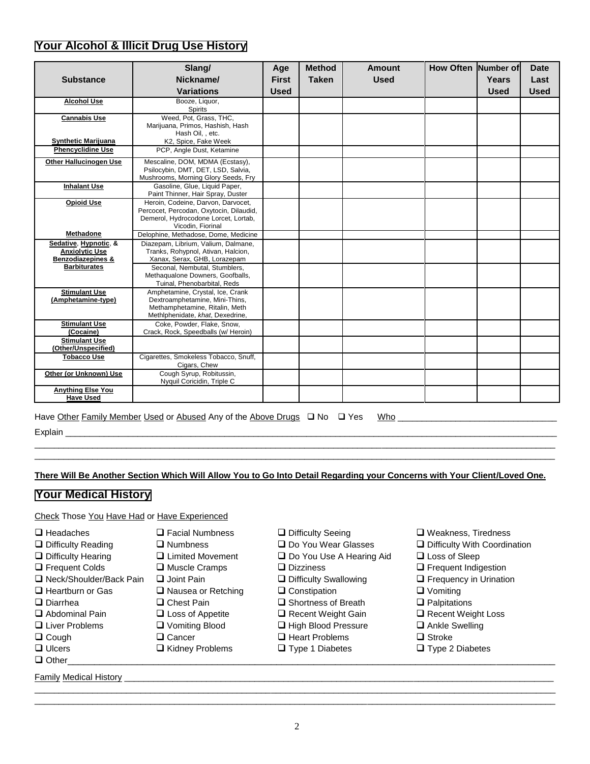## Your Alcohol & Illicit Drug Use History

| Substance | Slang/ Nickname/ Variations | Age First Used | Method Taken | Amount Used | How Often | Number of Years Used | Date Last Used |
|---|---|---|---|---|---|---|---|
| **Alcohol Use** | Booze, Liquor, Spirits | | | | | | |
| **Cannabis Use** | Weed, Pot, Grass, THC, Marijuana, Primos, Hashish, Hash Hash Oil, , etc. | | | | | | |
| **Synthetic Marijuana** | K2, Spice, Fake Week | | | | | | |
| **Phencyclidine Use** | PCP, Angle Dust, Ketamine | | | | | | |
| **Other Hallucinogen Use** | Mescaline, DOM, MDMA (Ecstasy), Psilocybin, DMT, DET, LSD, Salvia, Mushrooms, Morning Glory Seeds, Fry | | | | | | |
| **Inhalant Use** | Gasoline, Glue, Liquid Paper, Paint Thinner, Hair Spray, Duster | | | | | | |
| **Opioid Use** | Heroin, Codeine, Darvon, Darvocet, Percocet, Percodan, Oxytocin, Dilaudid, Demerol, Hydrocodone Lorcet, Lortab, Vicodin, Fiorinal | | | | | | |
| **Methadone** | Delophine, Methadose, Dome, Medicine | | | | | | |
| **Sedative, Hypnotic, & Anxiolytic Use Benzodiazepines &** | Diazepam, Librium, Valium, Dalmane, Tranks, Rohypnol, Ativan, Halcion, Xanax, Serax, GHB, Lorazepam | | | | | | |
| **Barbiturates** | Seconal, Nembutal, Stumblers, Methaqualone Downers, Goofballs, Tuinal, Phenobarbital, Reds | | | | | | |
| **Stimulant Use (Amphetamine-type)** | Amphetamine, Crystal, Ice, Crank Dextroamphetamine, Mini-Thins, Methamphetamine, Ritalin, Meth Methlphenidate, *khat*, Dexedrine, | | | | | | |
| **Stimulant Use (Cocaine)** | Coke, Powder, Flake, Snow, Crack, Rock, Speedballs (w/ Heroin) | | | | | | |
| **Stimulant Use (Other/Unspecified)** | | | | | | | |
| **Tobacco Use** | Cigarettes, Smokeless Tobacco, Snuff, Cigars, Chew | | | | | | |
| **Other (or Unknown) Use** | Cough Syrup, Robitussin, Nyquil Coricidin, Triple C | | | | | | |
| **Anything Else You Have Used** | | | | | | | |

Have Other Family Member Used or Abused Any of the Above Drugs ❑ No ❑ Yes Who ______________________________

Explain ________________________________________________________________________________________________

________________________________________________________________________________________________________

________________________________________________________________________________________________________

**There Will Be Another Section Which Will Allow You to Go Into Detail Regarding your Concerns with Your Client/Loved One.**

## Your Medical History

Check Those You Have Had or Have Experienced

- ❑ Headaches
- ❑ Difficulty Reading
- ❑ Difficulty Hearing
- ❑ Frequent Colds
- ❑ Neck/Shoulder/Back Pain
- ❑ Heartburn or Gas
- ❑ Diarrhea
- ❑ Abdominal Pain
- ❑ Liver Problems
- ❑ Cough
- ❑ Ulcers
- ❑ Facial Numbness
- ❑ Numbness
- ❑ Limited Movement
- ❑ Muscle Cramps
- ❑ Joint Pain
- ❑ Nausea or Retching
- ❑ Chest Pain
- ❑ Loss of Appetite
- ❑ Vomiting Blood
- ❑ Cancer
- ❑ Kidney Problems
- ❑ Difficulty Seeing
- ❑ Do You Wear Glasses
- ❑ Do You Use A Hearing Aid
- ❑ Dizziness
- ❑ Difficulty Swallowing
- ❑ Constipation
- ❑ Shortness of Breath
- ❑ Recent Weight Gain
- ❑ High Blood Pressure
- ❑ Heart Problems
- ❑ Type 1 Diabetes
- ❑ Weakness, Tiredness
- ❑ Difficulty With Coordination
- ❑ Loss of Sleep
- ❑ Frequent Indigestion
- ❑ Frequency in Urination
- ❑ Vomiting
- ❑ Palpitations
- ❑ Recent Weight Loss
- ❑ Ankle Swelling
- ❑ Stroke
- ❑ Type 2 Diabetes
- ❑ Other________________________________________________________________________________________

Family Medical History __________________________________________________________________________

________________________________________________________________________________________________________

________________________________________________________________________________________________________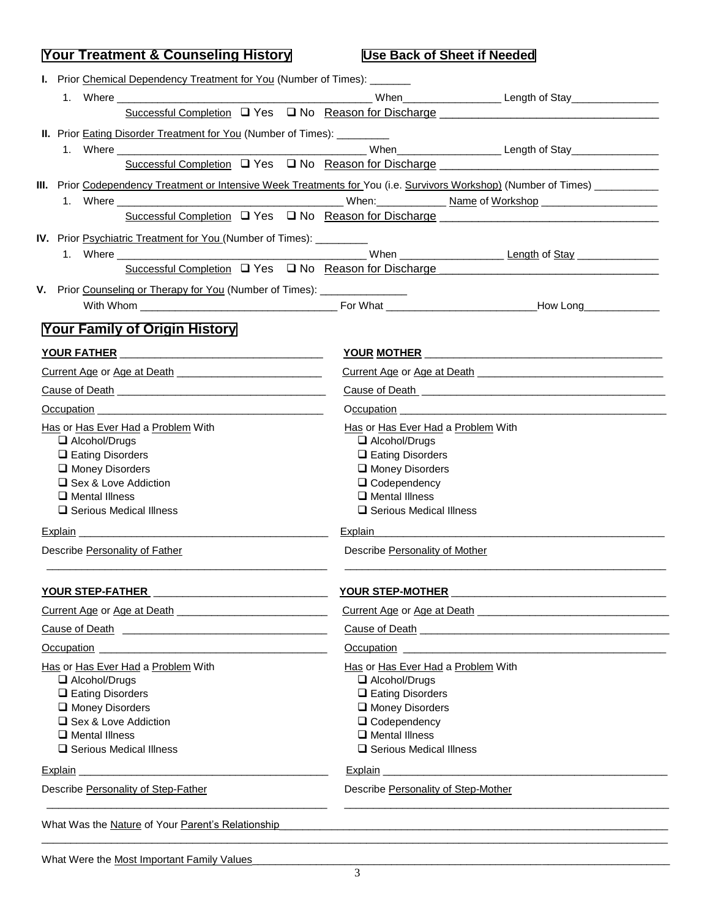## Your Treatment & Counseling History

**Use Back of Sheet if Needed**

**I.** Prior Chemical Dependency Treatment for You (Number of Times): _______

1. Where ____________________________________________ When________________ Length of Stay_______________

   Successful Completion ❑ Yes ❑ No Reason for Discharge ___________________________________

**II.** Prior Eating Disorder Treatment for You (Number of Times): _________

1. Where ____________________________________________ When_________________ Length of Stay_______________

   Successful Completion ❑ Yes ❑ No Reason for Discharge ___________________________________

**III.** Prior Codependency Treatment or Intensive Week Treatments for You (i.e. Survivors Workshop) (Number of Times) ___________

1. Where ________________________________________ When:____________ Name of Workshop ____________________

   Successful Completion ❑ Yes ❑ No Reason for Discharge ___________________________________

**IV.** Prior Psychiatric Treatment for You (Number of Times): _________

1. Where ____________________________________________ When _________________ Length of Stay ______________

   Successful Completion ❑ Yes ❑ No Reason for Discharge ___________________________________

**V.** Prior Counseling or Therapy for You (Number of Times): _______________

With Whom ___________________________________ For What __________________________How Long_____________

## Your Family of Origin History

**YOUR FATHER** __________________________________

Current Age or Age at Death _________________________

Cause of Death ____________________________________

Occupation _______________________________________

Has or Has Ever Had a Problem With

- ❑ Alcohol/Drugs
- ❑ Eating Disorders
- ❑ Money Disorders
- ❑ Sex & Love Addiction
- ❑ Mental Illness
- ❑ Serious Medical Illness

Explain ___________________________________________

Describe Personality of Father

_________________________________________________

**YOUR MOTHER** ________________________________________

Current Age or Age at Death ________________________________

Cause of Death ___________________________________________

Occupation ______________________________________________

Has or Has Ever Had a Problem With

- ❑ Alcohol/Drugs
- ❑ Eating Disorders
- ❑ Money Disorders
- ❑ Codependency
- ❑ Mental Illness
- ❑ Serious Medical Illness

Explain___________________________________________________

Describe Personality of Mother

_______________________________________________________

**YOUR STEP-FATHER** ______________________________

Current Age or Age at Death _________________________

Cause of Death ___________________________________

Occupation ______________________________________

Has or Has Ever Had a Problem With

- ❑ Alcohol/Drugs
- ❑ Eating Disorders
- ❑ Money Disorders
- ❑ Sex & Love Addiction
- ❑ Mental Illness
- ❑ Serious Medical Illness

Explain __________________________________________

Describe Personality of Step-Father

_________________________________________________

**YOUR STEP-MOTHER** ____________________________________

Current Age or Age at Death _________________________________

Cause of Death ___________________________________________

Occupation _______________________________________________

Has or Has Ever Had a Problem With

- ❑ Alcohol/Drugs
- ❑ Eating Disorders
- ❑ Money Disorders
- ❑ Codependency
- ❑ Mental Illness
- ❑ Serious Medical Illness

Explain _________________________________________________

Describe Personality of Step-Mother

_______________________________________________________

What Was the Nature of Your Parent's Relationship_________________________________________________________________

_____________________________________________________________________________________________________

What Were the Most Important Family Values______________________________________________________________________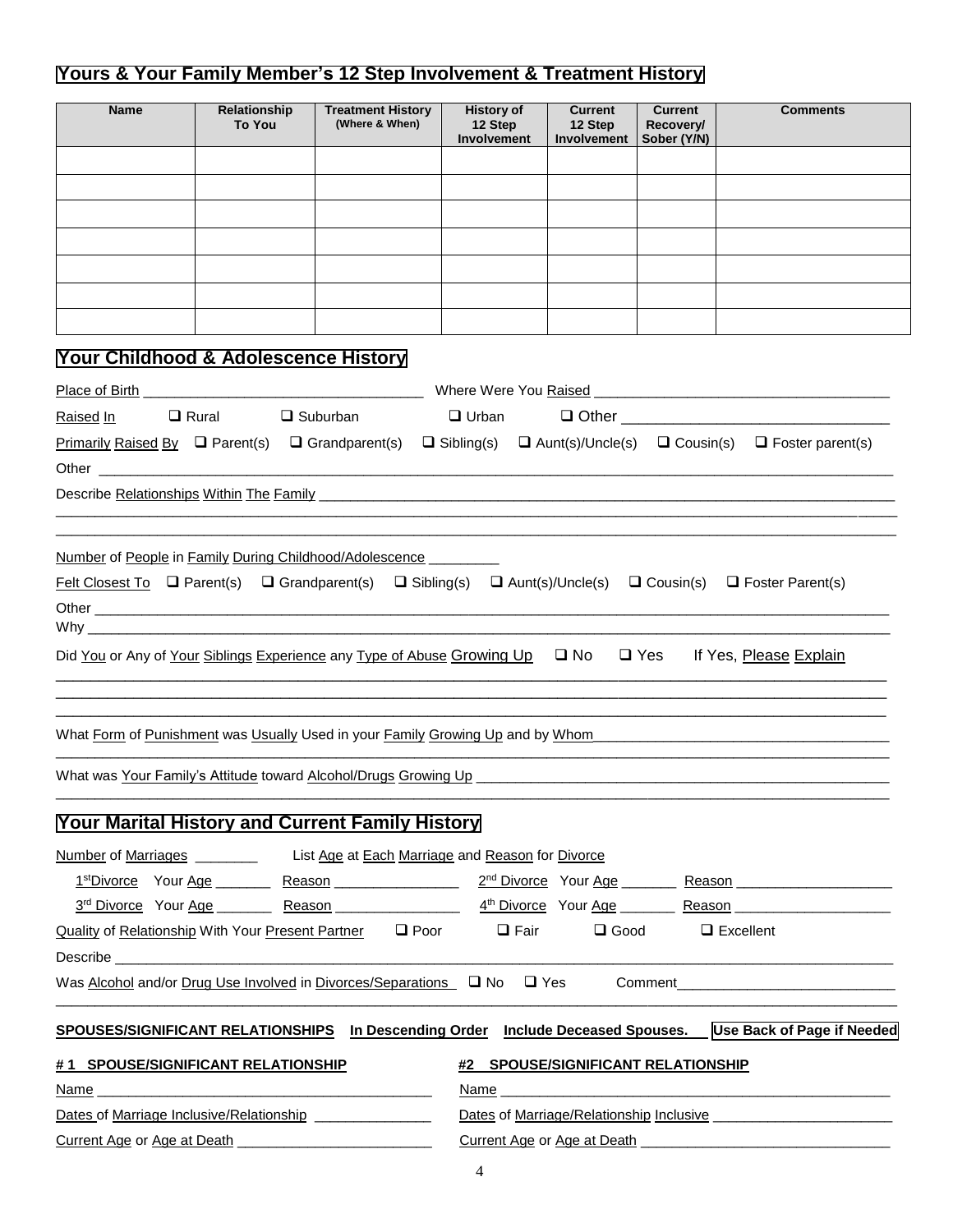## Yours & Your Family Member's 12 Step Involvement & Treatment History

| Name | Relationship To You | Treatment History (Where & When) | History of 12 Step Involvement | Current 12 Step Involvement | Current Recovery/ Sober (Y/N) | Comments |
|---|---|---|---|---|---|---|
| | | | | | | |
| | | | | | | |
| | | | | | | |
| | | | | | | |
| | | | | | | |
| | | | | | | |
| | | | | | | |

## Your Childhood & Adolescence History

Place of Birth ___________________________________ Where Were You Raised ___________________________________

Raised In ❑ Rural ❑ Suburban ❑ Urban ❑ Other _______________________________

Primarily Raised By ❑ Parent(s) ❑ Grandparent(s) ❑ Sibling(s) ❑ Aunt(s)/Uncle(s) ❑ Cousin(s) ❑ Foster parent(s)

Other ___________________________________________________________________________________________

Describe Relationships Within The Family ___________________________________________________________________________________________

___________________________________________________________________________________________

___________________________________________________________________________________________

Number of People in Family During Childhood/Adolescence _________

Felt Closest To ❑ Parent(s) ❑ Grandparent(s) ❑ Sibling(s) ❑ Aunt(s)/Uncle(s) ❑ Cousin(s) ❑ Foster Parent(s)

Other ___________________________________________________________________________________________

Why ___________________________________________________________________________________________

Did You or Any of Your Siblings Experience any Type of Abuse Growing Up ❑ No ❑ Yes If Yes, Please Explain

___________________________________________________________________________________________

___________________________________________________________________________________________

___________________________________________________________________________________________

What Form of Punishment was Usually Used in your Family Growing Up and by Whom_____________________________________

___________________________________________________________________________________________

What was Your Family's Attitude toward Alcohol/Drugs Growing Up _____________________________________________________

___________________________________________________________________________________________

## Your Marital History and Current Family History

Number of Marriages ________ List Age at Each Marriage and Reason for Divorce

1st Divorce Your Age _______ Reason ________________ 2nd Divorce Your Age _______ Reason ___________________

3rd Divorce Your Age _______ Reason ________________ 4th Divorce Your Age _______ Reason ___________________

Quality of Relationship With Your Present Partner ❑ Poor ❑ Fair ❑ Good ❑ Excellent

Describe ___________________________________________________________________________________________

Was Alcohol and/or Drug Use Involved in Divorces/Separations ❑ No ❑ Yes Comment___________________________

___________________________________________________________________________________________

**SPOUSES/SIGNIFICANT RELATIONSHIPS In Descending Order Include Deceased Spouses. Use Back of Page if Needed**

**# 1 SPOUSE/SIGNIFICANT RELATIONSHIP**

Name ___________________________________________

Dates of Marriage Inclusive/Relationship _______________

Current Age or Age at Death _________________________

**#2 SPOUSE/SIGNIFICANT RELATIONSHIP**

Name ___________________________________________________

Dates of Marriage/Relationship Inclusive _______________________

Current Age or Age at Death _______________________________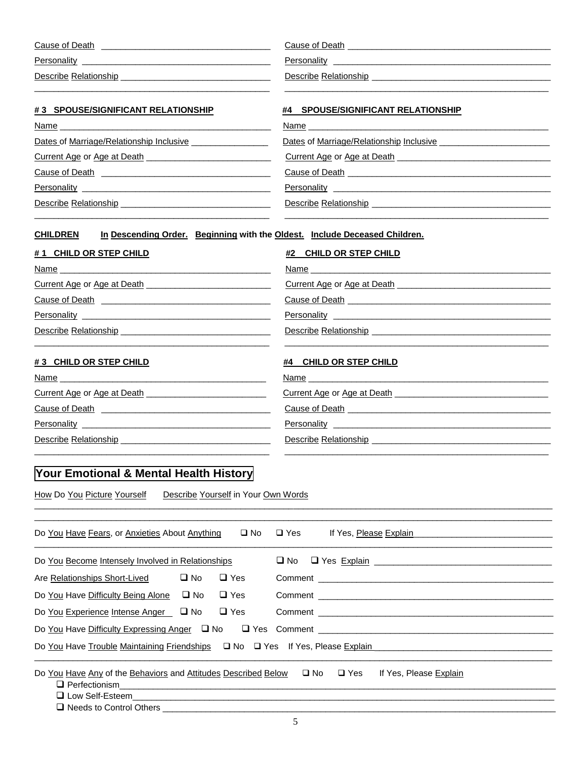Cause of Death ________________________________

Personality ________________________________

Describe Relationship ________________________________

________________________________

Cause of Death ________________________________

Personality ________________________________

Describe Relationship ________________________________

________________________________

**# 3 SPOUSE/SIGNIFICANT RELATIONSHIP**

Name ________________________________

Dates of Marriage/Relationship Inclusive ________________

Current Age or Age at Death ________________________

Cause of Death ________________________________

Personality ________________________________

Describe Relationship ________________________________

________________________________

**#4 SPOUSE/SIGNIFICANT RELATIONSHIP**

Name ________________________________

Dates of Marriage/Relationship Inclusive ________________

Current Age or Age at Death ________________________

Cause of Death ________________________________

Personality ________________________________

Describe Relationship ________________________________

________________________________

**CHILDREN** **In Descending Order. Beginning with the Oldest. Include Deceased Children.**

**# 1 CHILD OR STEP CHILD**

Name ________________________________

Current Age or Age at Death ________________________

Cause of Death ________________________________

Personality ________________________________

Describe Relationship ________________________________

________________________________

**#2 CHILD OR STEP CHILD**

Name ________________________________

Current Age or Age at Death ________________________

Cause of Death ________________________________

Personality ________________________________

Describe Relationship ________________________________

________________________________

**# 3 CHILD OR STEP CHILD**

Name ________________________________

Current Age or Age at Death ________________________

Cause of Death ________________________________

Personality ________________________________

Describe Relationship ________________________________

________________________________

**#4 CHILD OR STEP CHILD**

Name ________________________________

Current Age or Age at Death ________________________

Cause of Death ________________________________

Personality ________________________________

Describe Relationship ________________________________

________________________________

## Your Emotional & Mental Health History

How Do You Picture Yourself Describe Yourself in Your Own Words

________________________________________________________________

________________________________________________________________

Do You Have Fears, or Anxieties About Anything ❑ No ❑ Yes If Yes, Please Explain ________________________

________________________________________________________________

Do You Become Intensely Involved in Relationships ❑ No ❑ Yes Explain ________________________

Are Relationships Short-Lived ❑ No ❑ Yes Comment ________________________

Do You Have Difficulty Being Alone ❑ No ❑ Yes Comment ________________________

Do You Experience Intense Anger ❑ No ❑ Yes Comment ________________________

Do You Have Difficulty Expressing Anger ❑ No ❑ Yes Comment ________________________

Do You Have Trouble Maintaining Friendships ❑ No ❑ Yes If Yes, Please Explain ________________________

________________________________________________________________

Do You Have Any of the Behaviors and Attitudes Described Below ❑ No ❑ Yes If Yes, Please Explain

❑ Perfectionism________________________________

❑ Low Self-Esteem________________________________

❑ Needs to Control Others ________________________________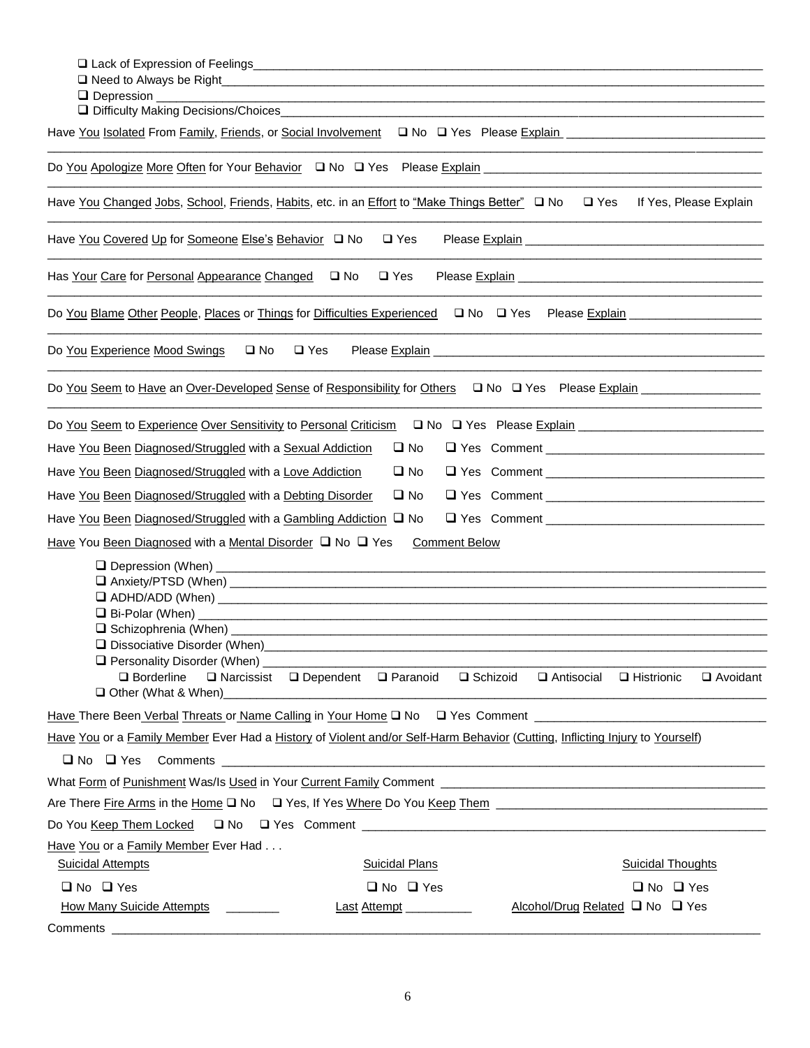❑ Lack of Expression of Feelings___________________________________________________________________________
❑ Need to Always be Right_________________________________________________________________________________
❑ Depression ____________________________________________________________________________________________
❑ Difficulty Making Decisions/Choices_______________________________________________________________________

Have You Isolated From Family, Friends, or Social Involvement ❑ No ❑ Yes Please Explain ______________________________
_____________________________________________________________________________________________________________

Do You Apologize More Often for Your Behavior ❑ No ❑ Yes Please Explain ___________________________________________
_____________________________________________________________________________________________________________

Have You Changed Jobs, School, Friends, Habits, etc. in an Effort to "Make Things Better" ❑ No ❑ Yes If Yes, Please Explain
_____________________________________________________________________________________________________________

Have You Covered Up for Someone Else's Behavior ❑ No ❑ Yes Please Explain ___________________________________
_____________________________________________________________________________________________________________

Has Your Care for Personal Appearance Changed ❑ No ❑ Yes Please Explain ____________________________________
_____________________________________________________________________________________________________________

Do You Blame Other People, Places or Things for Difficulties Experienced ❑ No ❑ Yes Please Explain ___________________
_____________________________________________________________________________________________________________

Do You Experience Mood Swings ❑ No ❑ Yes Please Explain ___________________________________________________
_____________________________________________________________________________________________________________

Do You Seem to Have an Over-Developed Sense of Responsibility for Others ❑ No ❑ Yes Please Explain _________________
_____________________________________________________________________________________________________________

Do You Seem to Experience Over Sensitivity to Personal Criticism ❑ No ❑ Yes Please Explain ___________________________

Have You Been Diagnosed/Struggled with a Sexual Addiction ❑ No ❑ Yes Comment _________________________________

Have You Been Diagnosed/Struggled with a Love Addiction ❑ No ❑ Yes Comment _________________________________

Have You Been Diagnosed/Struggled with a Debting Disorder ❑ No ❑ Yes Comment _________________________________

Have You Been Diagnosed/Struggled with a Gambling Addiction ❑ No ❑ Yes Comment _________________________________

Have You Been Diagnosed with a Mental Disorder ❑ No ❑ Yes Comment Below

❑ Depression (When) _____________________________________________________________________________________
❑ Anxiety/PTSD (When) ___________________________________________________________________________________
❑ ADHD/ADD (When) _____________________________________________________________________________________
❑ Bi-Polar (When) _______________________________________________________________________________________
❑ Schizophrenia (When) ___________________________________________________________________________________
❑ Dissociative Disorder (When)______________________________________________________________________________
❑ Personality Disorder (When) ______________________________________________________________________________
❑ Borderline ❑ Narcissist ❑ Dependent ❑ Paranoid ❑ Schizoid ❑ Antisocial ❑ Histrionic ❑ Avoidant
❑ Other (What & When)_____________________________________________________________________________________

Have There Been Verbal Threats or Name Calling in Your Home ❑ No ❑ Yes Comment ___________________________________

Have You or a Family Member Ever Had a History of Violent and/or Self-Harm Behavior (Cutting, Inflicting Injury to Yourself)

❑ No ❑ Yes Comments ____________________________________________________________________________________

What Form of Punishment Was/Is Used in Your Current Family Comment ______________________________________________

Are There Fire Arms in the Home ❑ No ❑ Yes, If Yes Where Do You Keep Them ________________________________________

Do You Keep Them Locked ❑ No ❑ Yes Comment _______________________________________________________________

Have You or a Family Member Ever Had . . .

| Suicidal Attempts | Suicidal Plans | Suicidal Thoughts |
|---|---|---|
| ❑ No ❑ Yes | ❑ No ❑ Yes | ❑ No ❑ Yes |
| How Many Suicide Attempts ________ | Last Attempt __________ | Alcohol/Drug Related ❑ No ❑ Yes |

Comments ___________________________________________________________________________________________________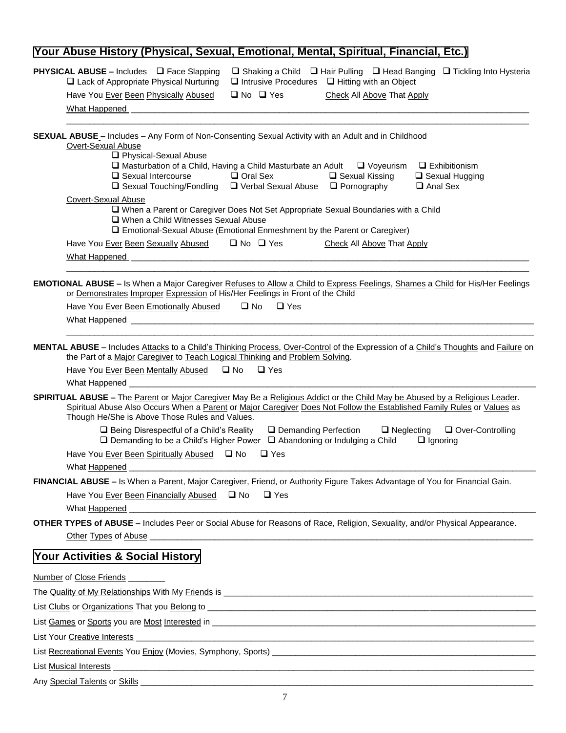## Your Abuse History (Physical, Sexual, Emotional, Mental, Spiritual, Financial, Etc.)

**PHYSICAL ABUSE –** Includes ❑ Face Slapping ❑ Shaking a Child ❑ Hair Pulling ❑ Head Banging ❑ Tickling Into Hysteria ❑ Lack of Appropriate Physical Nurturing ❑ Intrusive Procedures ❑ Hitting with an Object

Have You Ever Been Physically Abused ❑ No ❑ Yes Check All Above That Apply

What Happened ______________________________________________________________________________

______________________________________________________________________________

**SEXUAL ABUSE –** Includes – Any Form of Non-Consenting Sexual Activity with an Adult and in Childhood

Overt-Sexual Abuse

- ❑ Physical-Sexual Abuse
- ❑ Masturbation of a Child, Having a Child Masturbate an Adult ❑ Voyeurism ❑ Exhibitionism
- ❑ Sexual Intercourse ❑ Oral Sex ❑ Sexual Kissing ❑ Sexual Hugging
- ❑ Sexual Touching/Fondling ❑ Verbal Sexual Abuse ❑ Pornography ❑ Anal Sex

Covert-Sexual Abuse

- ❑ When a Parent or Caregiver Does Not Set Appropriate Sexual Boundaries with a Child
- ❑ When a Child Witnesses Sexual Abuse
- ❑ Emotional-Sexual Abuse (Emotional Enmeshment by the Parent or Caregiver)

Have You Ever Been Sexually Abused ❑ No ❑ Yes Check All Above That Apply

What Happened ______________________________________________________________________________

______________________________________________________________________________

**EMOTIONAL ABUSE –** Is When a Major Caregiver Refuses to Allow a Child to Express Feelings, Shames a Child for His/Her Feelings or Demonstrates Improper Expression of His/Her Feelings in Front of the Child

Have You Ever Been Emotionally Abused ❑ No ❑ Yes

What Happened ______________________________________________________________________________

______________________________________________________________________________

**MENTAL ABUSE** – Includes Attacks to a Child's Thinking Process, Over-Control of the Expression of a Child's Thoughts and Failure on the Part of a Major Caregiver to Teach Logical Thinking and Problem Solving.

Have You Ever Been Mentally Abused ❑ No ❑ Yes

What Happened ______________________________________________________________________________

**SPIRITUAL ABUSE –** The Parent or Major Caregiver May Be a Religious Addict or the Child May be Abused by a Religious Leader. Spiritual Abuse Also Occurs When a Parent or Major Caregiver Does Not Follow the Established Family Rules or Values as Though He/She is Above Those Rules and Values.

- ❑ Being Disrespectful of a Child's Reality ❑ Demanding Perfection ❑ Neglecting ❑ Over-Controlling
- ❑ Demanding to be a Child's Higher Power ❑ Abandoning or Indulging a Child ❑ Ignoring

Have You Ever Been Spiritually Abused ❑ No ❑ Yes

What Happened ______________________________________________________________________________

**FINANCIAL ABUSE –** Is When a Parent, Major Caregiver, Friend, or Authority Figure Takes Advantage of You for Financial Gain.

Have You Ever Been Financially Abused ❑ No ❑ Yes

What Happened ______________________________________________________________________________

**OTHER TYPES of ABUSE** – Includes Peer or Social Abuse for Reasons of Race, Religion, Sexuality, and/or Physical Appearance.

Other Types of Abuse ______________________________________________________________________________

## Your Activities & Social History

Number of Close Friends ________

The Quality of My Relationships With My Friends is ______________________________________________________________________________

List Clubs or Organizations That you Belong to ______________________________________________________________________________

List Games or Sports you are Most Interested in ______________________________________________________________________________

List Your Creative Interests ______________________________________________________________________________

List Recreational Events You Enjoy (Movies, Symphony, Sports) ______________________________________________________________________________

List Musical Interests ______________________________________________________________________________

Any Special Talents or Skills ______________________________________________________________________________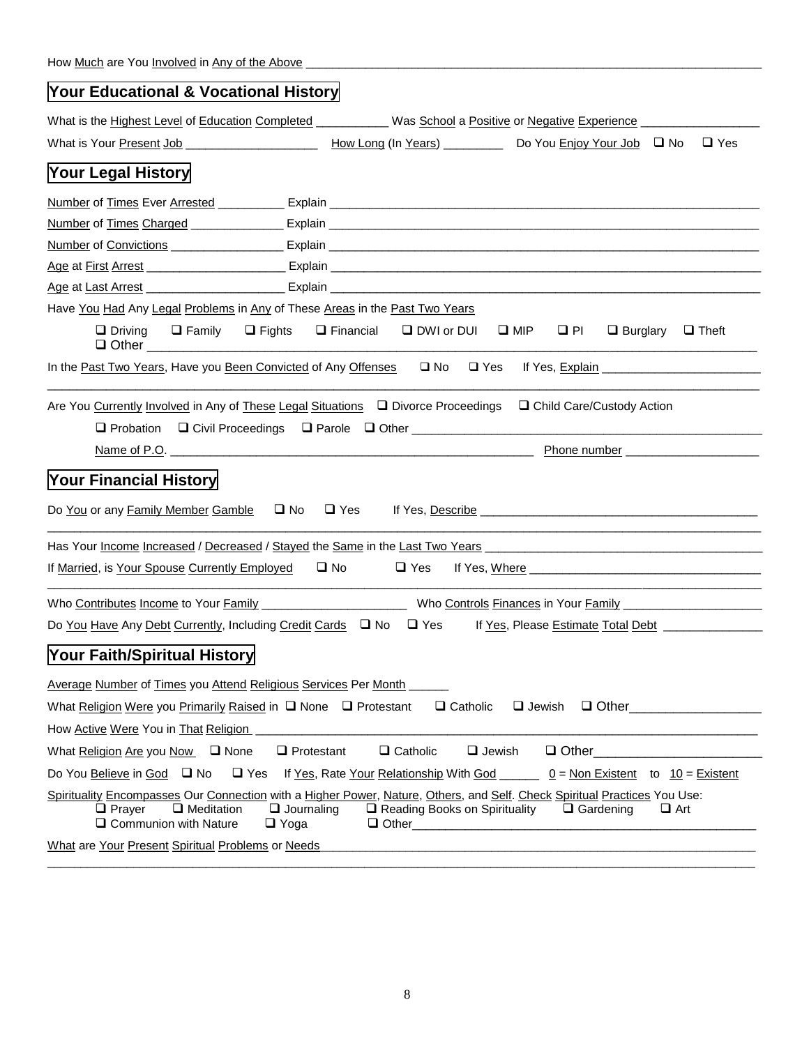How Much are You Involved in Any of the Above ______________________________________________

## Your Educational & Vocational History

What is the Highest Level of Education Completed __________ Was School a Positive or Negative Experience ________________

What is Your Present Job ____________________ How Long (In Years) _________ Do You Enjoy Your Job ❑ No ❑ Yes

## Your Legal History

Number of Times Ever Arrested __________ Explain ______________________________________________

Number of Times Charged ______________ Explain ______________________________________________

Number of Convictions ________________ Explain ______________________________________________

Age at First Arrest ____________________ Explain ______________________________________________

Age at Last Arrest ____________________ Explain ______________________________________________

Have You Had Any Legal Problems in Any of These Areas in the Past Two Years

❑ Driving ❑ Family ❑ Fights ❑ Financial ❑ DWI or DUI ❑ MIP ❑ PI ❑ Burglary ❑ Theft
❑ Other ______________________________________________

In the Past Two Years, Have you Been Convicted of Any Offenses ❑ No ❑ Yes If Yes, Explain ______________________
______________________________________________

Are You Currently Involved in Any of These Legal Situations ❑ Divorce Proceedings ❑ Child Care/Custody Action

❑ Probation ❑ Civil Proceedings ❑ Parole ❑ Other ______________________________________________

Name of P.O. ______________________________________________ Phone number ____________________

## Your Financial History

Do You or any Family Member Gamble ❑ No ❑ Yes If Yes, Describe ______________________________________________
______________________________________________

Has Your Income Increased / Decreased / Stayed the Same in the Last Two Years ______________________________________________

If Married, is Your Spouse Currently Employed ❑ No ❑ Yes If Yes, Where ______________________________________________
______________________________________________

Who Contributes Income to Your Family ______________________ Who Controls Finances in Your Family ____________________

Do You Have Any Debt Currently, Including Credit Cards ❑ No ❑ Yes If Yes, Please Estimate Total Debt ______________

## Your Faith/Spiritual History

Average Number of Times you Attend Religious Services Per Month ______

What Religion Were you Primarily Raised in ❑ None ❑ Protestant ❑ Catholic ❑ Jewish ❑ Other__________________

How Active Were You in That Religion ______________________________________________

What Religion Are you Now ❑ None ❑ Protestant ❑ Catholic ❑ Jewish ❑ Other______________________

Do You Believe in God ❑ No ❑ Yes If Yes, Rate Your Relationship With God ______ 0 = Non Existent to 10 = Existent

Spirituality Encompasses Our Connection with a Higher Power, Nature, Others, and Self. Check Spiritual Practices You Use:
❑ Prayer ❑ Meditation ❑ Journaling ❑ Reading Books on Spirituality ❑ Gardening ❑ Art
❑ Communion with Nature ❑ Yoga ❑ Other______________________________________________

What are Your Present Spiritual Problems or Needs ______________________________________________
______________________________________________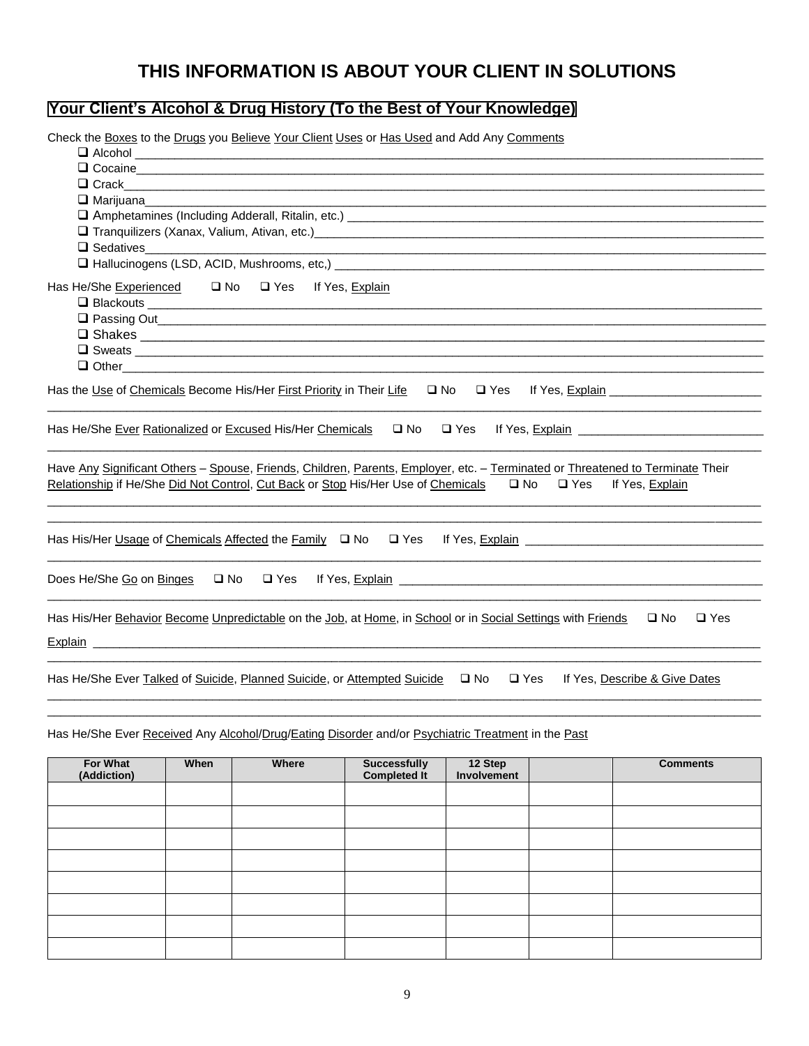# THIS INFORMATION IS ABOUT YOUR CLIENT IN SOLUTIONS

## Your Client's Alcohol & Drug History (To the Best of Your Knowledge)

Check the Boxes to the Drugs you Believe Your Client Uses or Has Used and Add Any Comments

- ❑ Alcohol ______________________________________________________________________
- ❑ Cocaine______________________________________________________________________
- ❑ Crack________________________________________________________________________
- ❑ Marijuana_____________________________________________________________________
- ❑ Amphetamines (Including Adderall, Ritalin, etc.) _____________________________________
- ❑ Tranquilizers (Xanax, Valium, Ativan, etc.)_________________________________________
- ❑ Sedatives______________________________________________________________________
- ❑ Hallucinogens (LSD, ACID, Mushrooms, etc,) ________________________________________

Has He/She Experienced ❑ No ❑ Yes If Yes, Explain

- ❑ Blackouts ______________________________________________________________________
- ❑ Passing Out____________________________________________________________________
- ❑ Shakes _______________________________________________________________________
- ❑ Sweats _______________________________________________________________________
- ❑ Other_________________________________________________________________________

Has the Use of Chemicals Become His/Her First Priority in Their Life ❑ No ❑ Yes If Yes, Explain ______________________

_______________________________________________________________________________________

Has He/She Ever Rationalized or Excused His/Her Chemicals ❑ No ❑ Yes If Yes, Explain ___________________________

_______________________________________________________________________________________

Have Any Significant Others – Spouse, Friends, Children, Parents, Employer, etc. – Terminated or Threatened to Terminate Their Relationship if He/She Did Not Control, Cut Back or Stop His/Her Use of Chemicals ❑ No ❑ Yes If Yes, Explain

_______________________________________________________________________________________

_______________________________________________________________________________________

Has His/Her Usage of Chemicals Affected the Family ❑ No ❑ Yes If Yes, Explain __________________________________

_______________________________________________________________________________________

Does He/She Go on Binges ❑ No ❑ Yes If Yes, Explain _________________________________________________

_______________________________________________________________________________________

Has His/Her Behavior Become Unpredictable on the Job, at Home, in School or in Social Settings with Friends ❑ No ❑ Yes

Explain _______________________________________________________________________________

_______________________________________________________________________________________

Has He/She Ever Talked of Suicide, Planned Suicide, or Attempted Suicide ❑ No ❑ Yes If Yes, Describe & Give Dates

_______________________________________________________________________________________

_______________________________________________________________________________________

Has He/She Ever Received Any Alcohol/Drug/Eating Disorder and/or Psychiatric Treatment in the Past

| For What (Addiction) | When | Where | Successfully Completed It | 12 Step Involvement | | Comments |
|---|---|---|---|---|---|---|
| | | | | | | |
| | | | | | | |
| | | | | | | |
| | | | | | | |
| | | | | | | |
| | | | | | | |
| | | | | | | |
| | | | | | | |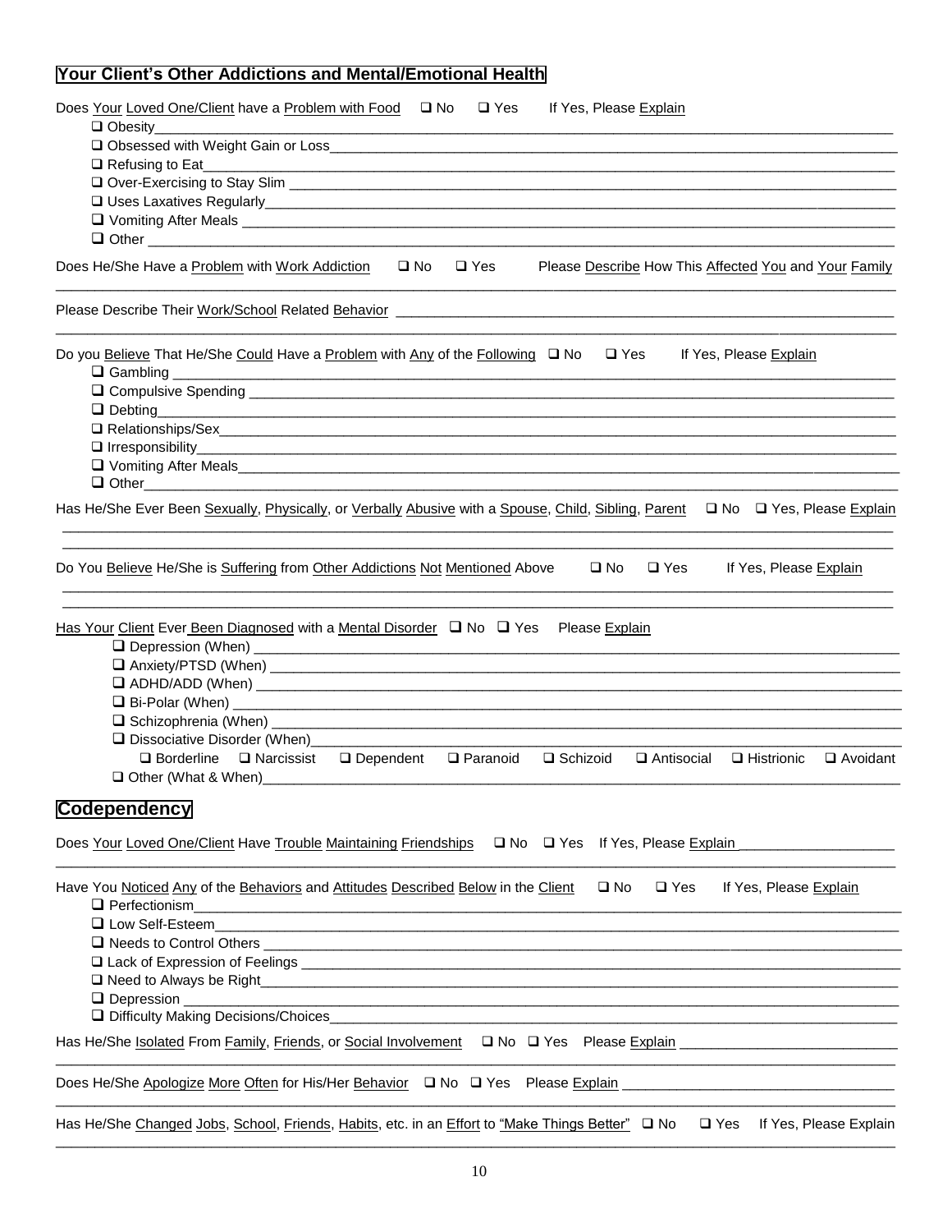## Your Client's Other Addictions and Mental/Emotional Health

Does Your Loved One/Client have a Problem with Food ❑ No ❑ Yes If Yes, Please Explain

- ❑ Obesity____________________
- ❑ Obsessed with Weight Gain or Loss____________________
- ❑ Refusing to Eat____________________
- ❑ Over-Exercising to Stay Slim ____________________
- ❑ Uses Laxatives Regularly____________________
- ❑ Vomiting After Meals ____________________
- ❑ Other ____________________

Does He/She Have a Problem with Work Addiction ❑ No ❑ Yes Please Describe How This Affected You and Your Family

____________________

Please Describe Their Work/School Related Behavior ____________________

____________________

Do you Believe That He/She Could Have a Problem with Any of the Following ❑ No ❑ Yes If Yes, Please Explain

- ❑ Gambling ____________________
- ❑ Compulsive Spending ____________________
- ❑ Debting____________________
- ❑ Relationships/Sex____________________
- ❑ Irresponsibility____________________
- ❑ Vomiting After Meals____________________
- ❑ Other____________________

Has He/She Ever Been Sexually, Physically, or Verbally Abusive with a Spouse, Child, Sibling, Parent ❑ No ❑ Yes, Please Explain

____________________

____________________

Do You Believe He/She is Suffering from Other Addictions Not Mentioned Above ❑ No ❑ Yes If Yes, Please Explain

____________________

____________________

Has Your Client Ever Been Diagnosed with a Mental Disorder ❑ No ❑ Yes Please Explain

- ❑ Depression (When) ____________________
- ❑ Anxiety/PTSD (When) ____________________
- ❑ ADHD/ADD (When) ____________________
- ❑ Bi-Polar (When) ____________________
- ❑ Schizophrenia (When) ____________________
- ❑ Dissociative Disorder (When)____________________
  - ❑ Borderline ❑ Narcissist ❑ Dependent ❑ Paranoid ❑ Schizoid ❑ Antisocial ❑ Histrionic ❑ Avoidant
- ❑ Other (What & When)____________________

## Codependency

Does Your Loved One/Client Have Trouble Maintaining Friendships ❑ No ❑ Yes If Yes, Please Explain ____________________

____________________

Have You Noticed Any of the Behaviors and Attitudes Described Below in the Client ❑ No ❑ Yes If Yes, Please Explain

- ❑ Perfectionism____________________
- ❑ Low Self-Esteem____________________
- ❑ Needs to Control Others ____________________
- ❑ Lack of Expression of Feelings ____________________
- ❑ Need to Always be Right____________________
- ❑ Depression ____________________
- ❑ Difficulty Making Decisions/Choices____________________

Has He/She Isolated From Family, Friends, or Social Involvement ❑ No ❑ Yes Please Explain ____________________

____________________

Does He/She Apologize More Often for His/Her Behavior ❑ No ❑ Yes Please Explain ____________________

____________________

Has He/She Changed Jobs, School, Friends, Habits, etc. in an Effort to "Make Things Better" ❑ No ❑ Yes If Yes, Please Explain

____________________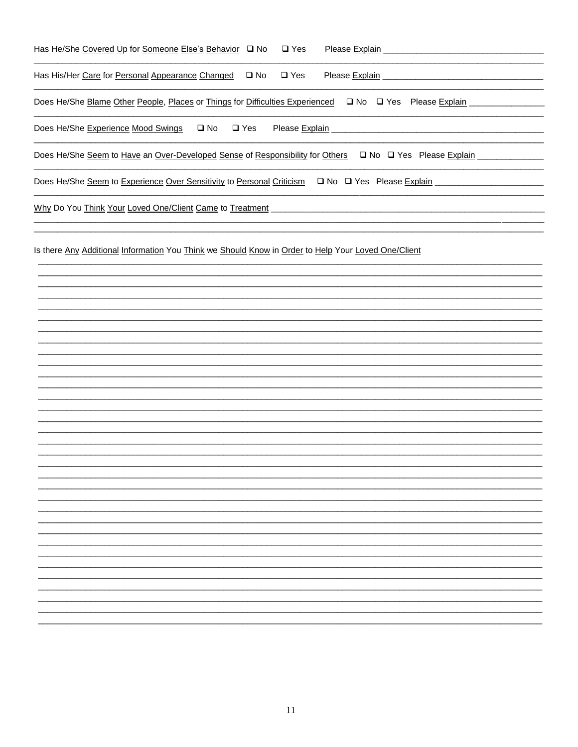Has He/She Covered Up for Someone Else's Behavior ❑ No ❑ Yes Please Explain ________________________________

Has His/Her Care for Personal Appearance Changed ❑ No ❑ Yes Please Explain ________________________________

Does He/She Blame Other People, Places or Things for Difficulties Experienced ❑ No ❑ Yes Please Explain ________________

Does He/She Experience Mood Swings ❑ No ❑ Yes Please Explain ________________________________________

Does He/She Seem to Have an Over-Developed Sense of Responsibility for Others ❑ No ❑ Yes Please Explain ______________

Does He/She Seem to Experience Over Sensitivity to Personal Criticism ❑ No ❑ Yes Please Explain ______________________

Why Do You Think Your Loved One/Client Came to Treatment ______________________________________________

Is there Any Additional Information You Think we Should Know in Order to Help Your Loved One/Client

________________________________________________________________________________________________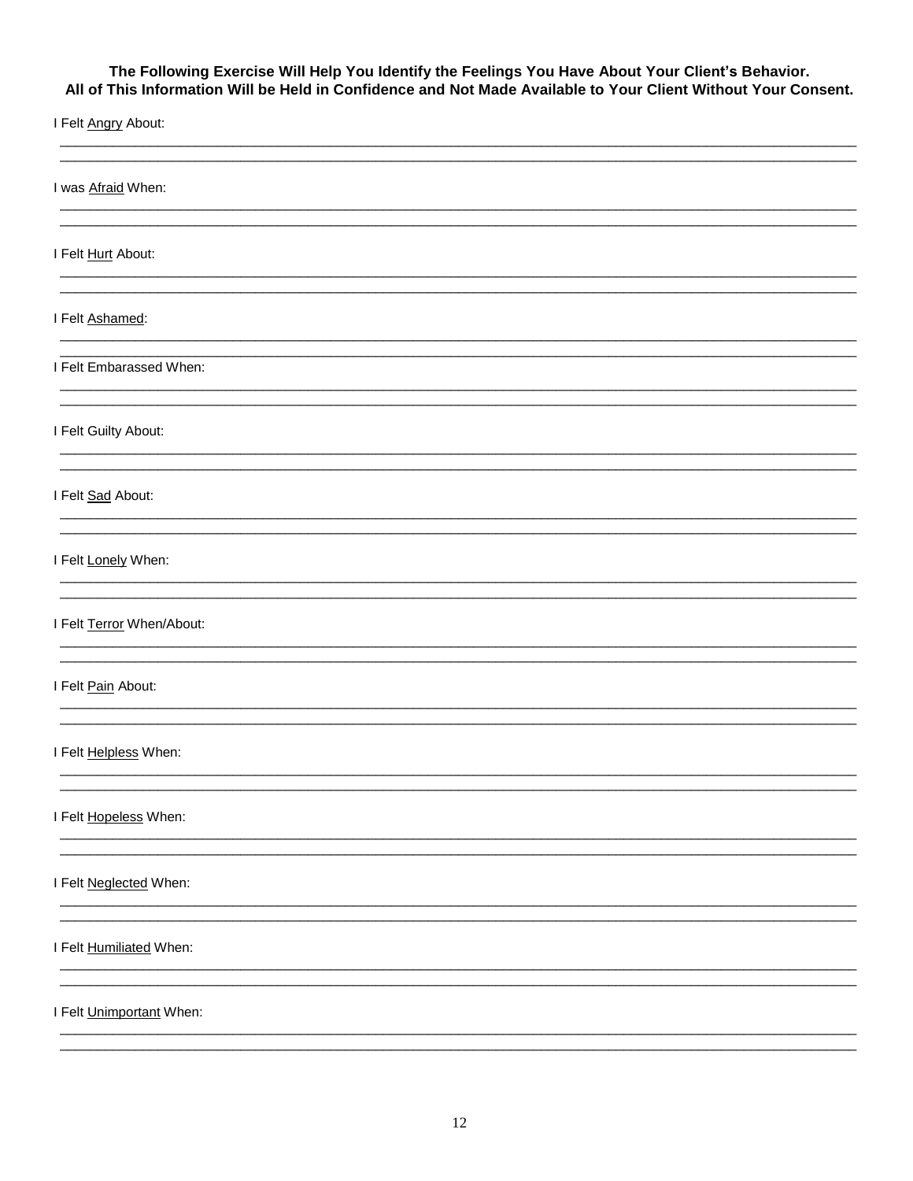**The Following Exercise Will Help You Identify the Feelings You Have About Your Client's Behavior.**
**All of This Information Will be Held in Confidence and Not Made Available to Your Client Without Your Consent.**

I Felt <u>Angry</u> About:

______________________________________________________________________________

______________________________________________________________________________

I was <u>Afraid</u> When:

______________________________________________________________________________

______________________________________________________________________________

I Felt <u>Hurt</u> About:

______________________________________________________________________________

______________________________________________________________________________

I Felt <u>Ashamed</u>:

______________________________________________________________________________

______________________________________________________________________________

I Felt Embarassed When:

______________________________________________________________________________

______________________________________________________________________________

I Felt Guilty About:

______________________________________________________________________________

______________________________________________________________________________

I Felt <u>Sad</u> About:

______________________________________________________________________________

______________________________________________________________________________

I Felt <u>Lonely</u> When:

______________________________________________________________________________

______________________________________________________________________________

I Felt <u>Terror</u> When/About:

______________________________________________________________________________

______________________________________________________________________________

I Felt <u>Pain</u> About:

______________________________________________________________________________

______________________________________________________________________________

I Felt <u>Helpless</u> When:

______________________________________________________________________________

______________________________________________________________________________

I Felt <u>Hopeless</u> When:

______________________________________________________________________________

______________________________________________________________________________

I Felt <u>Neglected</u> When:

______________________________________________________________________________

______________________________________________________________________________

I Felt <u>Humiliated</u> When:

______________________________________________________________________________

______________________________________________________________________________

I Felt <u>Unimportant</u> When:

______________________________________________________________________________

______________________________________________________________________________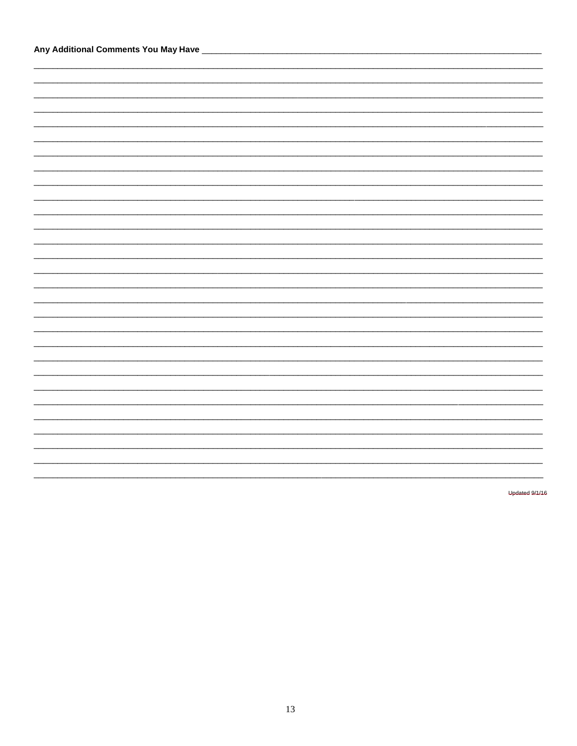**Any Additional Comments You May Have** ___________________________________________________________________________

___________________________________________________________________________________________________________

___________________________________________________________________________________________________________

___________________________________________________________________________________________________________

___________________________________________________________________________________________________________

___________________________________________________________________________________________________________

___________________________________________________________________________________________________________

___________________________________________________________________________________________________________

___________________________________________________________________________________________________________

___________________________________________________________________________________________________________

___________________________________________________________________________________________________________

___________________________________________________________________________________________________________

___________________________________________________________________________________________________________

___________________________________________________________________________________________________________

___________________________________________________________________________________________________________

___________________________________________________________________________________________________________

___________________________________________________________________________________________________________

___________________________________________________________________________________________________________

___________________________________________________________________________________________________________

___________________________________________________________________________________________________________

___________________________________________________________________________________________________________

___________________________________________________________________________________________________________

___________________________________________________________________________________________________________

___________________________________________________________________________________________________________

___________________________________________________________________________________________________________

___________________________________________________________________________________________________________

___________________________________________________________________________________________________________

___________________________________________________________________________________________________________

___________________________________________________________________________________________________________

Updated 9/1/16